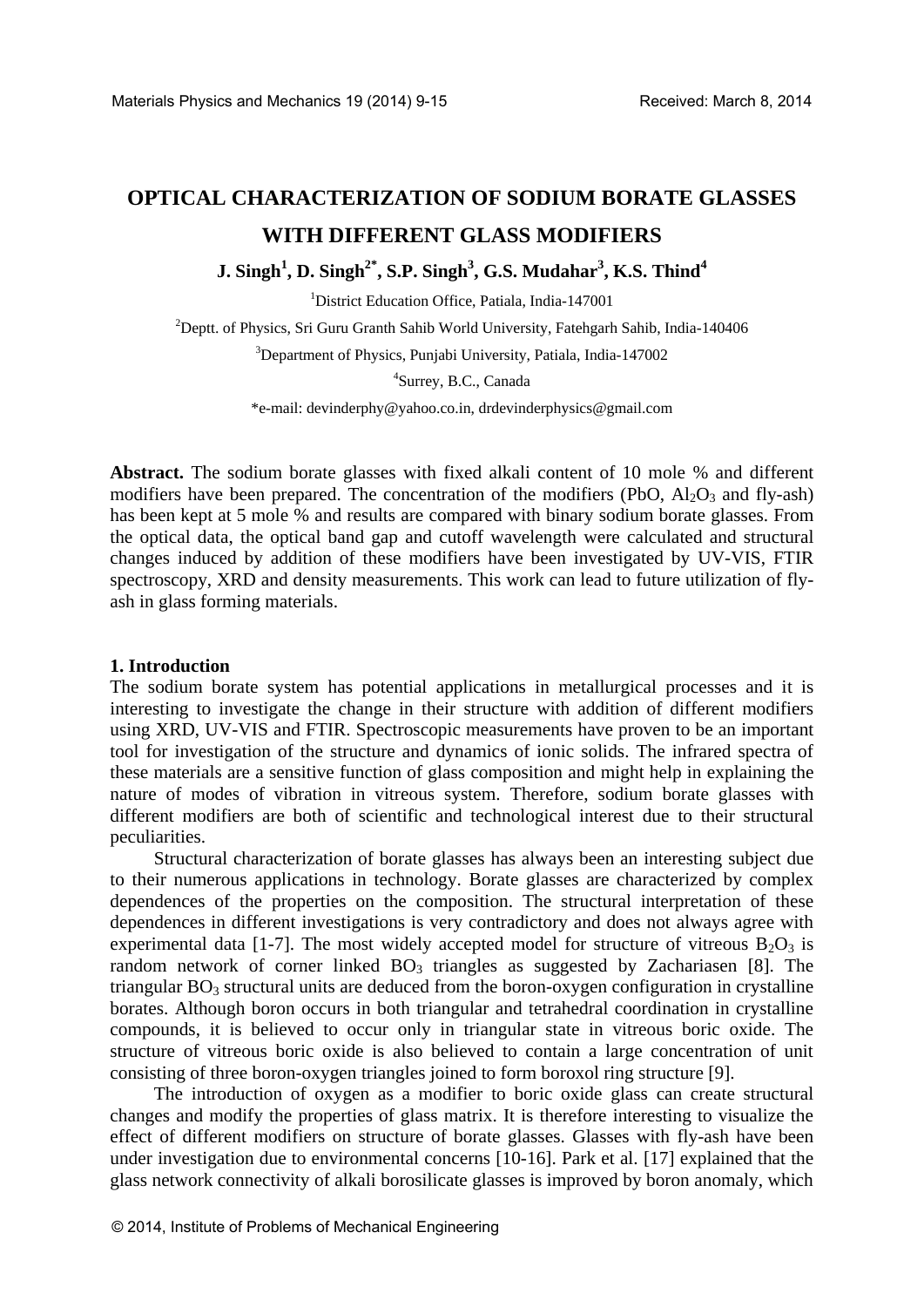# OPTICAL CHARACTERIZATION OF SODIUM BORATE GLASSES WITH DIFFERENT GLASS MODIFIERS

**J. Singh[1], D. Singh[2*], S.P. Singh[3], G.S. Mudahar[3], K.S. Thind[4]**

[1]District Education Office, Patiala, India-147001

[2]Deptt. of Physics, Sri Guru Granth Sahib World University, Fatehgarh Sahib, India-140406

[3]Department of Physics, Punjabi University, Patiala, India-147002

[4]Surrey, B.C., Canada

*e-mail: devinderphy@yahoo.co.in, drdevinderphysics@gmail.com

**Abstract.** The sodium borate glasses with fixed alkali content of 10 mole % and different modifiers have been prepared. The concentration of the modifiers (PbO, $Al_2O_3$ and fly-ash) has been kept at 5 mole % and results are compared with binary sodium borate glasses. From the optical data, the optical band gap and cutoff wavelength were calculated and structural changes induced by addition of these modifiers have been investigated by UV-VIS, FTIR spectroscopy, XRD and density measurements. This work can lead to future utilization of fly-ash in glass forming materials.

## 1. Introduction

The sodium borate system has potential applications in metallurgical processes and it is interesting to investigate the change in their structure with addition of different modifiers using XRD, UV-VIS and FTIR. Spectroscopic measurements have proven to be an important tool for investigation of the structure and dynamics of ionic solids. The infrared spectra of these materials are a sensitive function of glass composition and might help in explaining the nature of modes of vibration in vitreous system. Therefore, sodium borate glasses with different modifiers are both of scientific and technological interest due to their structural peculiarities.

Structural characterization of borate glasses has always been an interesting subject due to their numerous applications in technology. Borate glasses are characterized by complex dependences of the properties on the composition. The structural interpretation of these dependences in different investigations is very contradictory and does not always agree with experimental data [1-7]. The most widely accepted model for structure of vitreous $B_2O_3$ is random network of corner linked $BO_3$ triangles as suggested by Zachariasen [8]. The triangular $BO_3$ structural units are deduced from the boron-oxygen configuration in crystalline borates. Although boron occurs in both triangular and tetrahedral coordination in crystalline compounds, it is believed to occur only in triangular state in vitreous boric oxide. The structure of vitreous boric oxide is also believed to contain a large concentration of unit consisting of three boron-oxygen triangles joined to form boroxol ring structure [9].

The introduction of oxygen as a modifier to boric oxide glass can create structural changes and modify the properties of glass matrix. It is therefore interesting to visualize the effect of different modifiers on structure of borate glasses. Glasses with fly-ash have been under investigation due to environmental concerns [10-16]. Park et al. [17] explained that the glass network connectivity of alkali borosilicate glasses is improved by boron anomaly, which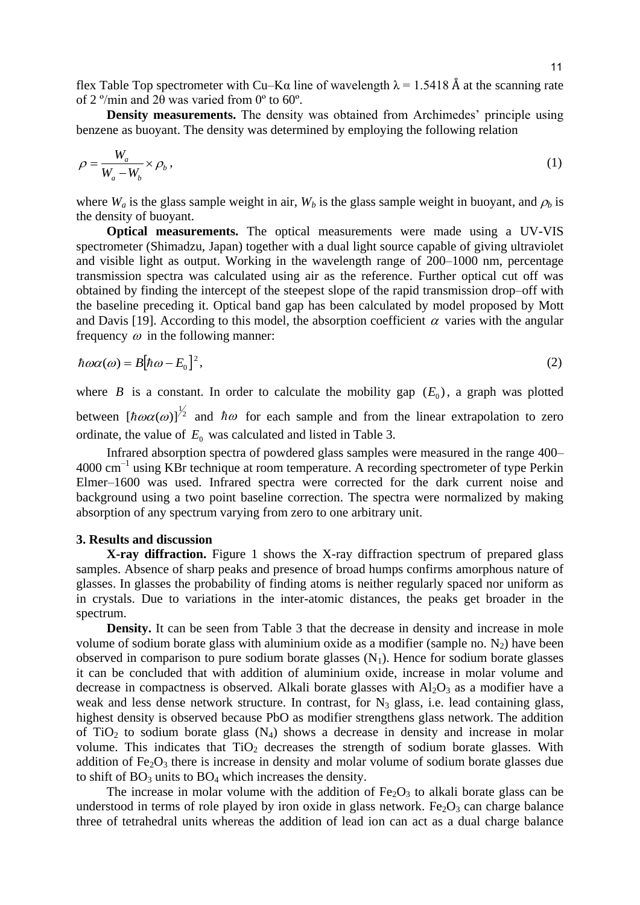flex Table Top spectrometer with Cu–Kα line of wavelength $\lambda = 1.5418$ Å at the scanning rate of 2 º/min and 2θ was varied from 0º to 60º.

**Density measurements.** The density was obtained from Archimedes' principle using benzene as buoyant. The density was determined by employing the following relation

$$\rho = \frac{W_a}{W_a - W_b} \times \rho_b \,, \tag{1}$$

where $W_a$ is the glass sample weight in air, $W_b$ is the glass sample weight in buoyant, and $\rho_b$ is the density of buoyant.

**Optical measurements.** The optical measurements were made using a UV-VIS spectrometer (Shimadzu, Japan) together with a dual light source capable of giving ultraviolet and visible light as output. Working in the wavelength range of 200–1000 nm, percentage transmission spectra was calculated using air as the reference. Further optical cut off was obtained by finding the intercept of the steepest slope of the rapid transmission drop–off with the baseline preceding it. Optical band gap has been calculated by model proposed by Mott and Davis [19]. According to this model, the absorption coefficient $\alpha$ varies with the angular frequency $\omega$ in the following manner:

$$\hbar\omega\alpha(\omega) = B\left[\hbar\omega - E_0\right]^2 , \tag{2}$$

where $B$ is a constant. In order to calculate the mobility gap $(E_0)$, a graph was plotted between $[\hbar\omega\alpha(\omega)]^{1/2}$ and $\hbar\omega$ for each sample and from the linear extrapolation to zero ordinate, the value of $E_0$ was calculated and listed in Table 3.

Infrared absorption spectra of powdered glass samples were measured in the range 400–4000 cm$^{-1}$ using KBr technique at room temperature. A recording spectrometer of type Perkin Elmer–1600 was used. Infrared spectra were corrected for the dark current noise and background using a two point baseline correction. The spectra were normalized by making absorption of any spectrum varying from zero to one arbitrary unit.

## 3. Results and discussion

**X-ray diffraction.** Figure 1 shows the X-ray diffraction spectrum of prepared glass samples. Absence of sharp peaks and presence of broad humps confirms amorphous nature of glasses. In glasses the probability of finding atoms is neither regularly spaced nor uniform as in crystals. Due to variations in the inter-atomic distances, the peaks get broader in the spectrum.

**Density.** It can be seen from Table 3 that the decrease in density and increase in mole volume of sodium borate glass with aluminium oxide as a modifier (sample no. $N_2$) have been observed in comparison to pure sodium borate glasses ($N_1$). Hence for sodium borate glasses it can be concluded that with addition of aluminium oxide, increase in molar volume and decrease in compactness is observed. Alkali borate glasses with $Al_2O_3$ as a modifier have a weak and less dense network structure. In contrast, for $N_3$ glass, i.e. lead containing glass, highest density is observed because PbO as modifier strengthens glass network. The addition of $TiO_2$ to sodium borate glass ($N_4$) shows a decrease in density and increase in molar volume. This indicates that $TiO_2$ decreases the strength of sodium borate glasses. With addition of $Fe_2O_3$ there is increase in density and molar volume of sodium borate glasses due to shift of $BO_3$ units to $BO_4$ which increases the density.

The increase in molar volume with the addition of $Fe_2O_3$ to alkali borate glass can be understood in terms of role played by iron oxide in glass network. $Fe_2O_3$ can charge balance three of tetrahedral units whereas the addition of lead ion can act as a dual charge balance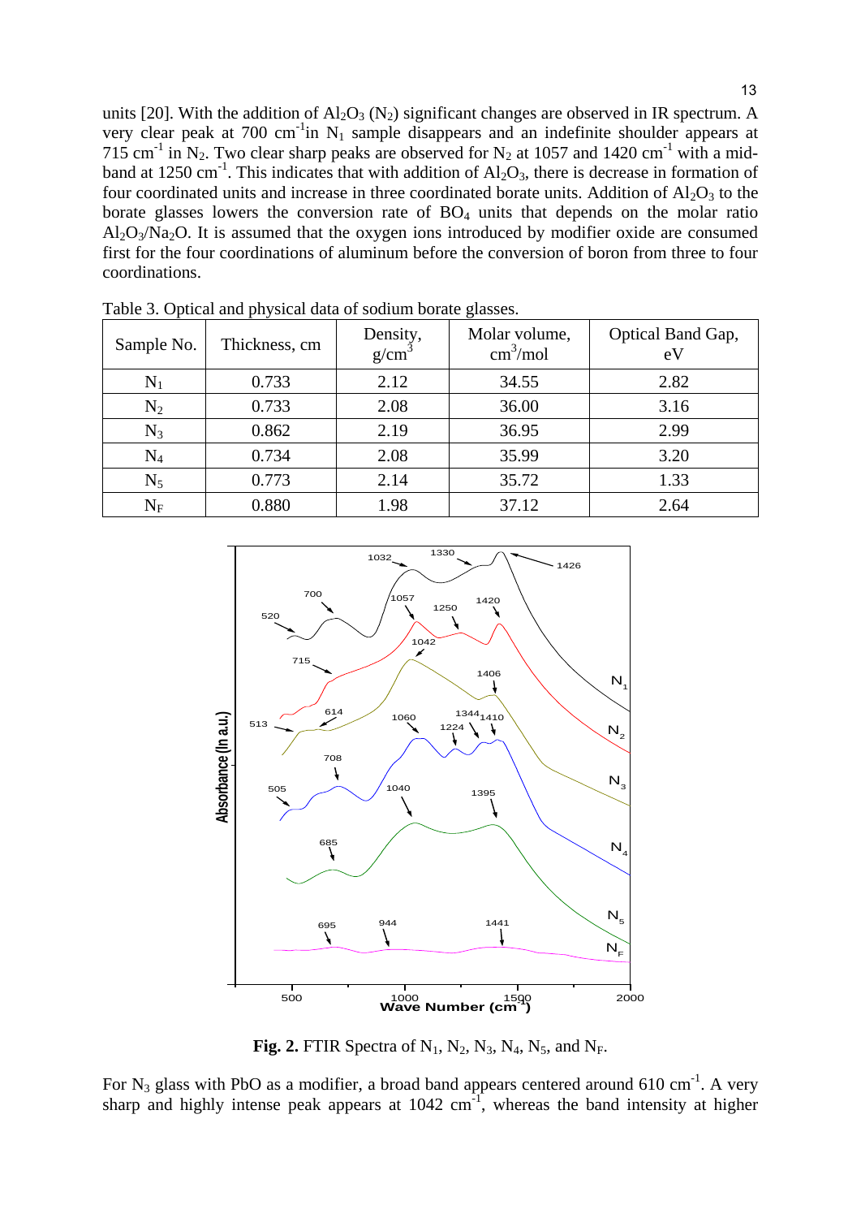units [20]. With the addition of $Al_2O_3$ ($N_2$) significant changes are observed in IR spectrum. A very clear peak at 700 $cm^{-1}$in $N_1$ sample disappears and an indefinite shoulder appears at 715 $cm^{-1}$ in $N_2$. Two clear sharp peaks are observed for $N_2$ at 1057 and 1420 $cm^{-1}$ with a mid-band at 1250 $cm^{-1}$. This indicates that with addition of $Al_2O_3$, there is decrease in formation of four coordinated units and increase in three coordinated borate units. Addition of $Al_2O_3$ to the borate glasses lowers the conversion rate of $BO_4$ units that depends on the molar ratio $Al_2O_3/Na_2O$. It is assumed that the oxygen ions introduced by modifier oxide are consumed first for the four coordinations of aluminum before the conversion of boron from three to four coordinations.

Table 3. Optical and physical data of sodium borate glasses.

| Sample No. | Thickness, cm | Density, $g/cm^3$ | Molar volume, $cm^3/mol$ | Optical Band Gap, eV |
|---|---|---|---|---|
| $N_1$ | 0.733 | 2.12 | 34.55 | 2.82 |
| $N_2$ | 0.733 | 2.08 | 36.00 | 3.16 |
| $N_3$ | 0.862 | 2.19 | 36.95 | 2.99 |
| $N_4$ | 0.734 | 2.08 | 35.99 | 3.20 |
| $N_5$ | 0.773 | 2.14 | 35.72 | 1.33 |
| $N_F$ | 0.880 | 1.98 | 37.12 | 2.64 |

**Fig. 2.** FTIR Spectra of $N_1$, $N_2$, $N_3$, $N_4$, $N_5$, and $N_F$.

For $N_3$ glass with PbO as a modifier, a broad band appears centered around 610 $cm^{-1}$. A very sharp and highly intense peak appears at 1042 $cm^{-1}$, whereas the band intensity at higher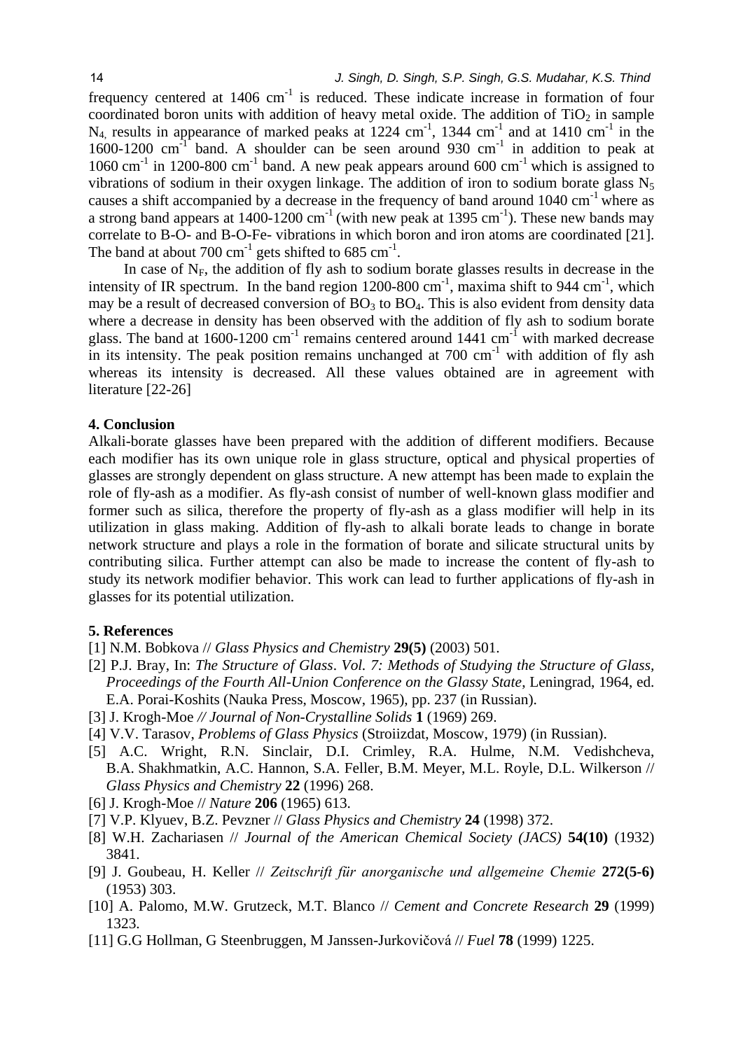frequency centered at 1406 $cm^{-1}$ is reduced. These indicate increase in formation of four coordinated boron units with addition of heavy metal oxide. The addition of $TiO_2$ in sample $N_4$, results in appearance of marked peaks at 1224 $cm^{-1}$, 1344 $cm^{-1}$ and at 1410 $cm^{-1}$ in the 1600-1200 $cm^{-1}$ band. A shoulder can be seen around 930 $cm^{-1}$ in addition to peak at 1060 $cm^{-1}$ in 1200-800 $cm^{-1}$ band. A new peak appears around 600 $cm^{-1}$ which is assigned to vibrations of sodium in their oxygen linkage. The addition of iron to sodium borate glass $N_5$ causes a shift accompanied by a decrease in the frequency of band around 1040 $cm^{-1}$ where as a strong band appears at 1400-1200 $cm^{-1}$ (with new peak at 1395 $cm^{-1}$). These new bands may correlate to B-O- and B-O-Fe- vibrations in which boron and iron atoms are coordinated [21]. The band at about 700 $cm^{-1}$ gets shifted to 685 $cm^{-1}$.

In case of $N_F$, the addition of fly ash to sodium borate glasses results in decrease in the intensity of IR spectrum. In the band region 1200-800 $cm^{-1}$, maxima shift to 944 $cm^{-1}$, which may be a result of decreased conversion of $BO_3$ to $BO_4$. This is also evident from density data where a decrease in density has been observed with the addition of fly ash to sodium borate glass. The band at 1600-1200 $cm^{-1}$ remains centered around 1441 $cm^{-1}$ with marked decrease in its intensity. The peak position remains unchanged at 700 $cm^{-1}$ with addition of fly ash whereas its intensity is decreased. All these values obtained are in agreement with literature [22-26]

## 4. Conclusion

Alkali-borate glasses have been prepared with the addition of different modifiers. Because each modifier has its own unique role in glass structure, optical and physical properties of glasses are strongly dependent on glass structure. A new attempt has been made to explain the role of fly-ash as a modifier. As fly-ash consist of number of well-known glass modifier and former such as silica, therefore the property of fly-ash as a glass modifier will help in its utilization in glass making. Addition of fly-ash to alkali borate leads to change in borate network structure and plays a role in the formation of borate and silicate structural units by contributing silica. Further attempt can also be made to increase the content of fly-ash to study its network modifier behavior. This work can lead to further applications of fly-ash in glasses for its potential utilization.

## 5. References

[1] N.M. Bobkova // *Glass Physics and Chemistry* **29(5)** (2003) 501.

[2] P.J. Bray, In: *The Structure of Glass. Vol. 7: Methods of Studying the Structure of Glass, Proceedings of the Fourth All-Union Conference on the Glassy State*, Leningrad, 1964, ed. E.A. Porai-Koshits (Nauka Press, Moscow, 1965), pp. 237 (in Russian).

[3] J. Krogh-Moe *// Journal of Non-Crystalline Solids* **1** (1969) 269.

[4] V.V. Tarasov, *Problems of Glass Physics* (Stroiizdat, Moscow, 1979) (in Russian).

[5] A.C. Wright, R.N. Sinclair, D.I. Crimley, R.A. Hulme, N.M. Vedishcheva, B.A. Shakhmatkin, A.C. Hannon, S.A. Feller, B.M. Meyer, M.L. Royle, D.L. Wilkerson // *Glass Physics and Chemistry* **22** (1996) 268.

[6] J. Krogh-Moe // *Nature* **206** (1965) 613.

[7] V.P. Klyuev, B.Z. Pevzner // *Glass Physics and Chemistry* **24** (1998) 372.

[8] W.H. Zachariasen // *Journal of the American Chemical Society (JACS)* **54(10)** (1932) 3841.

[9] J. Goubeau, H. Keller // *Zeitschrift für anorganische und allgemeine Chemie* **272(5-6)** (1953) 303.

[10] A. Palomo, M.W. Grutzeck, M.T. Blanco // *Cement and Concrete Research* **29** (1999) 1323.

[11] G.G Hollman, G Steenbruggen, M Janssen-Jurkovičová // *Fuel* **78** (1999) 1225.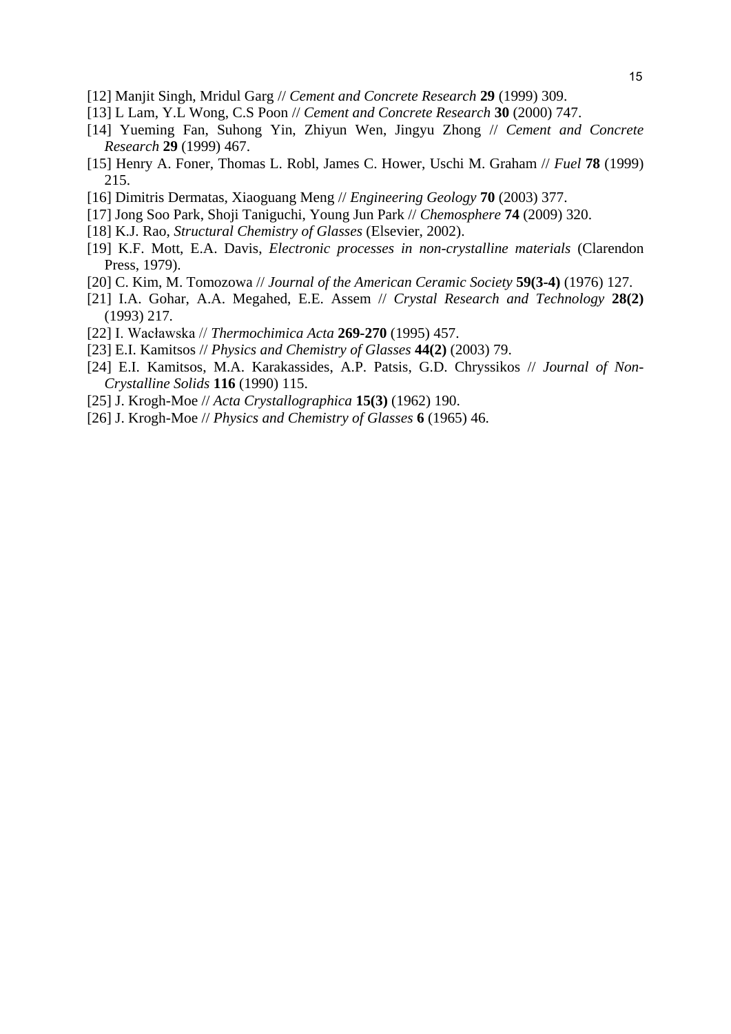[12] Manjit Singh, Mridul Garg // *Cement and Concrete Research* **29** (1999) 309.

[13] L Lam, Y.L Wong, C.S Poon // *Cement and Concrete Research* **30** (2000) 747.

[14] Yueming Fan, Suhong Yin, Zhiyun Wen, Jingyu Zhong // *Cement and Concrete Research* **29** (1999) 467.

[15] Henry A. Foner, Thomas L. Robl, James C. Hower, Uschi M. Graham // *Fuel* **78** (1999) 215.

[16] Dimitris Dermatas, Xiaoguang Meng // *Engineering Geology* **70** (2003) 377.

[17] Jong Soo Park, Shoji Taniguchi, Young Jun Park // *Chemosphere* **74** (2009) 320.

[18] K.J. Rao, *Structural Chemistry of Glasses* (Elsevier, 2002).

[19] K.F. Mott, E.A. Davis, *Electronic processes in non-crystalline materials* (Clarendon Press, 1979).

[20] C. Kim, M. Tomozowa // *Journal of the American Ceramic Society* **59(3-4)** (1976) 127.

[21] I.A. Gohar, A.A. Megahed, E.E. Assem // *Crystal Research and Technology* **28(2)** (1993) 217.

[22] I. Wacławska // *Thermochimica Acta* **269-270** (1995) 457.

[23] E.I. Kamitsos // *Physics and Chemistry of Glasses* **44(2)** (2003) 79.

[24] E.I. Kamitsos, M.A. Karakassides, A.P. Patsis, G.D. Chryssikos // *Journal of Non-Crystalline Solids* **116** (1990) 115.

[25] J. Krogh-Moe // *Acta Crystallographica* **15(3)** (1962) 190.

[26] J. Krogh-Moe // *Physics and Chemistry of Glasses* **6** (1965) 46.